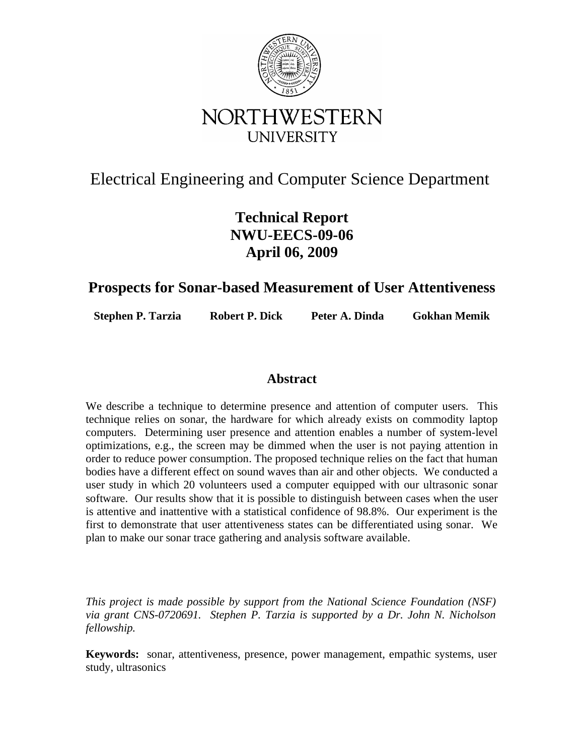NORTHWESTERN UNIVERSITY

Electrical Engineering and Computer Science Department

**Technical Report**
**NWU-EECS-09-06**
**April 06, 2009**

# Prospects for Sonar-based Measurement of User Attentiveness

**Stephen P. Tarzia** **Robert P. Dick** **Peter A. Dinda** **Gokhan Memik**

## Abstract

We describe a technique to determine presence and attention of computer users. This technique relies on sonar, the hardware for which already exists on commodity laptop computers. Determining user presence and attention enables a number of system-level optimizations, e.g., the screen may be dimmed when the user is not paying attention in order to reduce power consumption. The proposed technique relies on the fact that human bodies have a different effect on sound waves than air and other objects. We conducted a user study in which 20 volunteers used a computer equipped with our ultrasonic sonar software. Our results show that it is possible to distinguish between cases when the user is attentive and inattentive with a statistical confidence of 98.8%. Our experiment is the first to demonstrate that user attentiveness states can be differentiated using sonar. We plan to make our sonar trace gathering and analysis software available.

*This project is made possible by support from the National Science Foundation (NSF) via grant CNS-0720691. Stephen P. Tarzia is supported by a Dr. John N. Nicholson fellowship.*

**Keywords:** sonar, attentiveness, presence, power management, empathic systems, user study, ultrasonics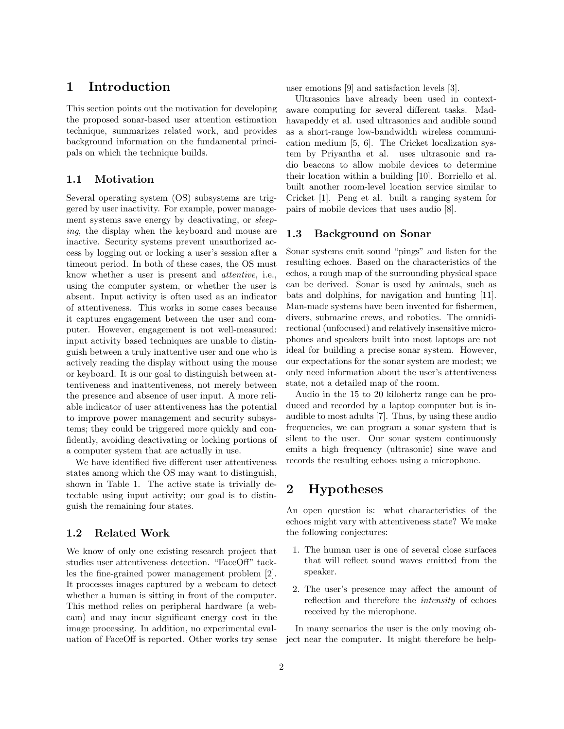# 1 Introduction

This section points out the motivation for developing the proposed sonar-based user attention estimation technique, summarizes related work, and provides background information on the fundamental principals on which the technique builds.

## 1.1 Motivation

Several operating system (OS) subsystems are triggered by user inactivity. For example, power management systems save energy by deactivating, or *sleeping*, the display when the keyboard and mouse are inactive. Security systems prevent unauthorized access by logging out or locking a user's session after a timeout period. In both of these cases, the OS must know whether a user is present and *attentive*, i.e., using the computer system, or whether the user is absent. Input activity is often used as an indicator of attentiveness. This works in some cases because it captures engagement between the user and computer. However, engagement is not well-measured: input activity based techniques are unable to distinguish between a truly inattentive user and one who is actively reading the display without using the mouse or keyboard. It is our goal to distinguish between attentiveness and inattentiveness, not merely between the presence and absence of user input. A more reliable indicator of user attentiveness has the potential to improve power management and security subsystems; they could be triggered more quickly and confidently, avoiding deactivating or locking portions of a computer system that are actually in use.

We have identified five different user attentiveness states among which the OS may want to distinguish, shown in Table 1. The active state is trivially detectable using input activity; our goal is to distinguish the remaining four states.

## 1.2 Related Work

We know of only one existing research project that studies user attentiveness detection. "FaceOff" tackles the fine-grained power management problem [2]. It processes images captured by a webcam to detect whether a human is sitting in front of the computer. This method relies on peripheral hardware (a webcam) and may incur significant energy cost in the image processing. In addition, no experimental evaluation of FaceOff is reported. Other works try sense user emotions [9] and satisfaction levels [3].

Ultrasonics have already been used in context-aware computing for several different tasks. Madhavapeddy et al. used ultrasonics and audible sound as a short-range low-bandwidth wireless communication medium [5, 6]. The Cricket localization system by Priyantha et al. uses ultrasonic and radio beacons to allow mobile devices to determine their location within a building [10]. Borriello et al. built another room-level location service similar to Cricket [1]. Peng et al. built a ranging system for pairs of mobile devices that uses audio [8].

## 1.3 Background on Sonar

Sonar systems emit sound "pings" and listen for the resulting echoes. Based on the characteristics of the echos, a rough map of the surrounding physical space can be derived. Sonar is used by animals, such as bats and dolphins, for navigation and hunting [11]. Man-made systems have been invented for fishermen, divers, submarine crews, and robotics. The omnidirectional (unfocused) and relatively insensitive microphones and speakers built into most laptops are not ideal for building a precise sonar system. However, our expectations for the sonar system are modest; we only need information about the user's attentiveness state, not a detailed map of the room.

Audio in the 15 to 20 kilohertz range can be produced and recorded by a laptop computer but is inaudible to most adults [7]. Thus, by using these audio frequencies, we can program a sonar system that is silent to the user. Our sonar system continuously emits a high frequency (ultrasonic) sine wave and records the resulting echoes using a microphone.

# 2 Hypotheses

An open question is: what characteristics of the echoes might vary with attentiveness state? We make the following conjectures:

1. The human user is one of several close surfaces that will reflect sound waves emitted from the speaker.
2. The user's presence may affect the amount of reflection and therefore the *intensity* of echoes received by the microphone.

In many scenarios the user is the only moving object near the computer. It might therefore be help-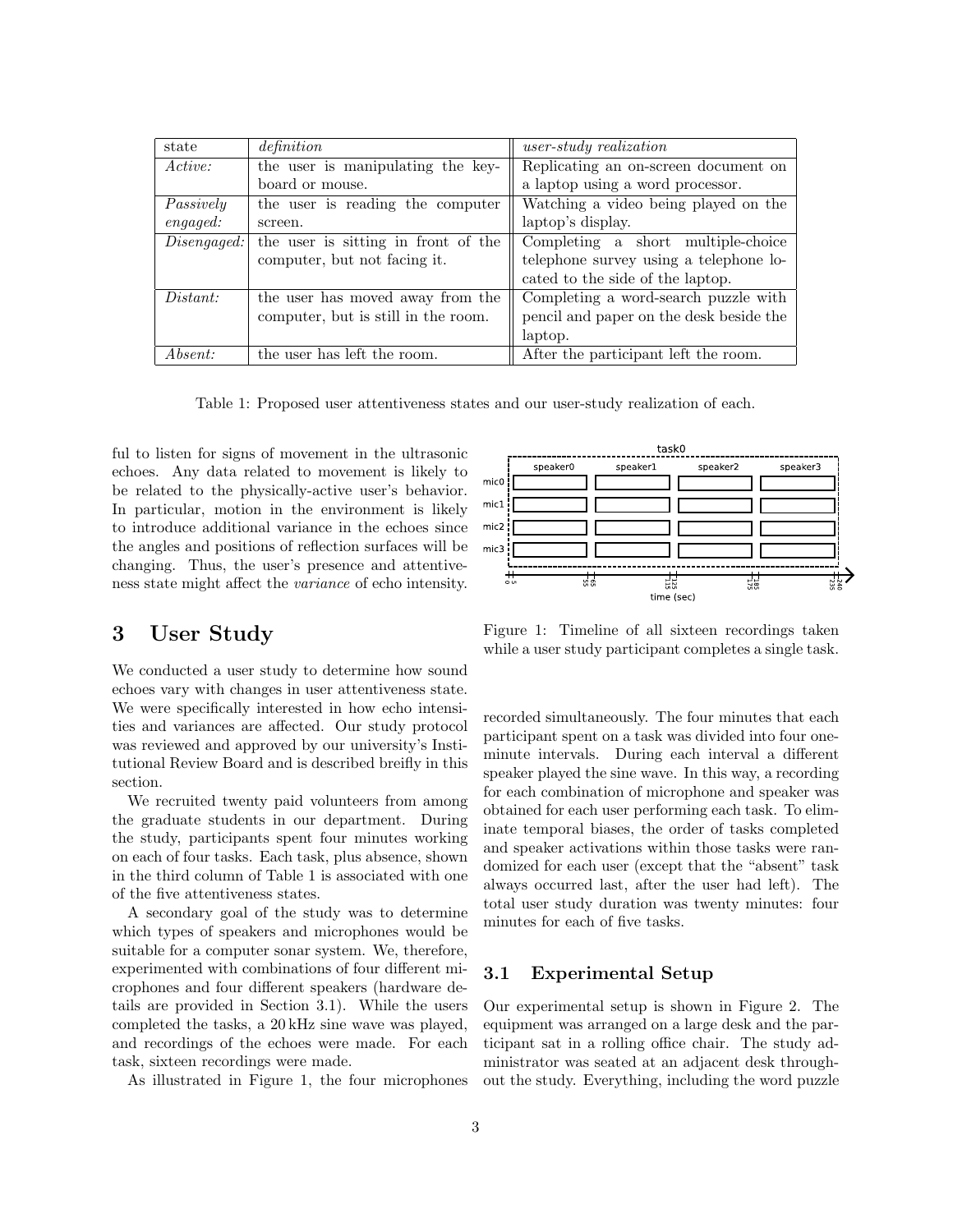| state | *definition* | *user-study realization* |
|---|---|---|
| *Active:* | the user is manipulating the keyboard or mouse. | Replicating an on-screen document on a laptop using a word processor. |
| *Passively engaged:* | the user is reading the computer screen. | Watching a video being played on the laptop's display. |
| *Disengaged:* | the user is sitting in front of the computer, but not facing it. | Completing a short multiple-choice telephone survey using a telephone located to the side of the laptop. |
| *Distant:* | the user has moved away from the computer, but is still in the room. | Completing a word-search puzzle with pencil and paper on the desk beside the laptop. |
| *Absent:* | the user has left the room. | After the participant left the room. |

Table 1: Proposed user attentiveness states and our user-study realization of each.

ful to listen for signs of movement in the ultrasonic echoes. Any data related to movement is likely to be related to the physically-active user's behavior. In particular, motion in the environment is likely to introduce additional variance in the echoes since the angles and positions of reflection surfaces will be changing. Thus, the user's presence and attentiveness state might affect the *variance* of echo intensity.

Figure 1: Timeline of all sixteen recordings taken while a user study participant completes a single task.

## 3 User Study

We conducted a user study to determine how sound echoes vary with changes in user attentiveness state. We were specifically interested in how echo intensities and variances are affected. Our study protocol was reviewed and approved by our university's Institutional Review Board and is described breifly in this section.

We recruited twenty paid volunteers from among the graduate students in our department. During the study, participants spent four minutes working on each of four tasks. Each task, plus absence, shown in the third column of Table 1 is associated with one of the five attentiveness states.

A secondary goal of the study was to determine which types of speakers and microphones would be suitable for a computer sonar system. We, therefore, experimented with combinations of four different microphones and four different speakers (hardware details are provided in Section 3.1). While the users completed the tasks, a 20 kHz sine wave was played, and recordings of the echoes were made. For each task, sixteen recordings were made.

As illustrated in Figure 1, the four microphones recorded simultaneously. The four minutes that each participant spent on a task was divided into four one-minute intervals. During each interval a different speaker played the sine wave. In this way, a recording for each combination of microphone and speaker was obtained for each user performing each task. To eliminate temporal biases, the order of tasks completed and speaker activations within those tasks were randomized for each user (except that the "absent" task always occurred last, after the user had left). The total user study duration was twenty minutes: four minutes for each of five tasks.

### 3.1 Experimental Setup

Our experimental setup is shown in Figure 2. The equipment was arranged on a large desk and the participant sat in a rolling office chair. The study administrator was seated at an adjacent desk throughout the study. Everything, including the word puzzle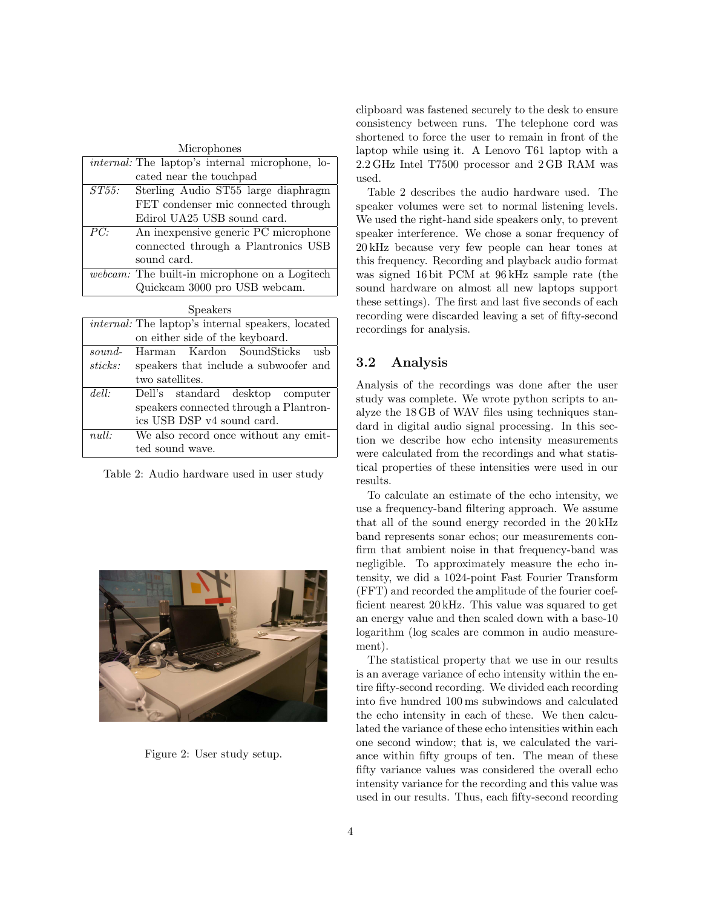Microphones

| | |
|---|---|
| *internal:* | The laptop's internal microphone, located near the touchpad |
| *ST55:* | Sterling Audio ST55 large diaphragm FET condenser mic connected through Edirol UA25 USB sound card. |
| *PC:* | An inexpensive generic PC microphone connected through a Plantronics USB sound card. |
| *webcam:* | The built-in microphone on a Logitech Quickcam 3000 pro USB webcam. |

Speakers

| | |
|---|---|
| *internal:* | The laptop's internal speakers, located on either side of the keyboard. |
| *sound-sticks:* | Harman Kardon SoundSticks usb speakers that include a subwoofer and two satellites. |
| *dell:* | Dell's standard desktop computer speakers connected through a Plantronics USB DSP v4 sound card. |
| *null:* | We also record once without any emitted sound wave. |

Table 2: Audio hardware used in user study

Figure 2: User study setup.

clipboard was fastened securely to the desk to ensure consistency between runs. The telephone cord was shortened to force the user to remain in front of the laptop while using it. A Lenovo T61 laptop with a 2.2 GHz Intel T7500 processor and 2 GB RAM was used.

Table 2 describes the audio hardware used. The speaker volumes were set to normal listening levels. We used the right-hand side speakers only, to prevent speaker interference. We chose a sonar frequency of 20 kHz because very few people can hear tones at this frequency. Recording and playback audio format was signed 16 bit PCM at 96 kHz sample rate (the sound hardware on almost all new laptops support these settings). The first and last five seconds of each recording were discarded leaving a set of fifty-second recordings for analysis.

## 3.2 Analysis

Analysis of the recordings was done after the user study was complete. We wrote python scripts to analyze the 18 GB of WAV files using techniques standard in digital audio signal processing. In this section we describe how echo intensity measurements were calculated from the recordings and what statistical properties of these intensities were used in our results.

To calculate an estimate of the echo intensity, we use a frequency-band filtering approach. We assume that all of the sound energy recorded in the 20 kHz band represents sonar echos; our measurements confirm that ambient noise in that frequency-band was negligible. To approximately measure the echo intensity, we did a 1024-point Fast Fourier Transform (FFT) and recorded the amplitude of the fourier coefficient nearest 20 kHz. This value was squared to get an energy value and then scaled down with a base-10 logarithm (log scales are common in audio measurement).

The statistical property that we use in our results is an average variance of echo intensity within the entire fifty-second recording. We divided each recording into five hundred 100 ms subwindows and calculated the echo intensity in each of these. We then calculated the variance of these echo intensities within each one second window; that is, we calculated the variance within fifty groups of ten. The mean of these fifty variance values was considered the overall echo intensity variance for the recording and this value was used in our results. Thus, each fifty-second recording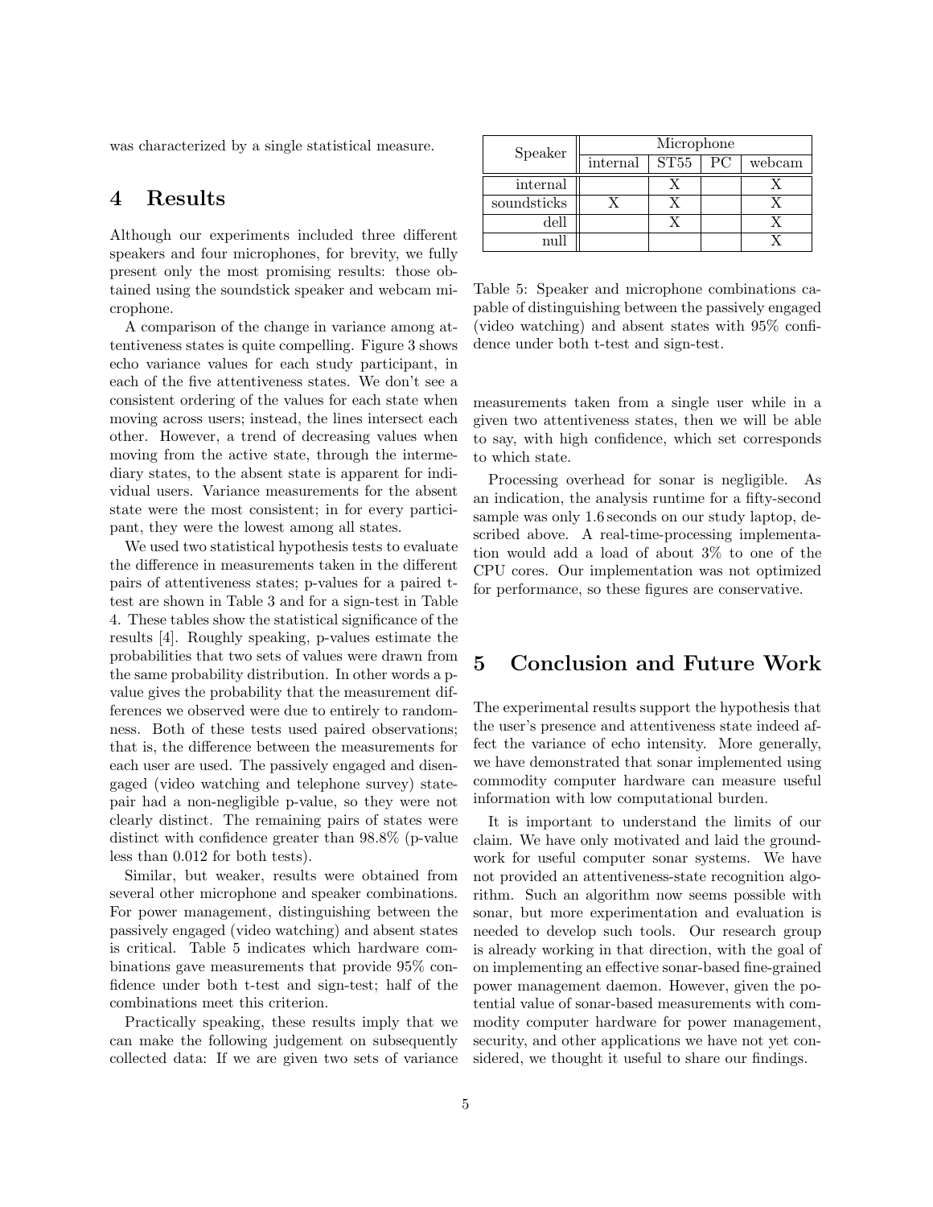was characterized by a single statistical measure.

## 4 Results

Although our experiments included three different speakers and four microphones, for brevity, we fully present only the most promising results: those obtained using the soundstick speaker and webcam microphone.

A comparison of the change in variance among attentiveness states is quite compelling. Figure 3 shows echo variance values for each study participant, in each of the five attentiveness states. We don't see a consistent ordering of the values for each state when moving across users; instead, the lines intersect each other. However, a trend of decreasing values when moving from the active state, through the intermediary states, to the absent state is apparent for individual users. Variance measurements for the absent state were the most consistent; in for every participant, they were the lowest among all states.

We used two statistical hypothesis tests to evaluate the difference in measurements taken in the different pairs of attentiveness states; p-values for a paired t-test are shown in Table 3 and for a sign-test in Table 4. These tables show the statistical significance of the results [4]. Roughly speaking, p-values estimate the probabilities that two sets of values were drawn from the same probability distribution. In other words a p-value gives the probability that the measurement differences we observed were due to entirely to randomness. Both of these tests used paired observations; that is, the difference between the measurements for each user are used. The passively engaged and disengaged (video watching and telephone survey) state-pair had a non-negligible p-value, so they were not clearly distinct. The remaining pairs of states were distinct with confidence greater than 98.8% (p-value less than 0.012 for both tests).

Similar, but weaker, results were obtained from several other microphone and speaker combinations. For power management, distinguishing between the passively engaged (video watching) and absent states is critical. Table 5 indicates which hardware combinations gave measurements that provide 95% confidence under both t-test and sign-test; half of the combinations meet this criterion.

Practically speaking, these results imply that we can make the following judgement on subsequently collected data: If we are given two sets of variance measurements taken from a single user while in a given two attentiveness states, then we will be able to say, with high confidence, which set corresponds to which state.

Processing overhead for sonar is negligible. As an indication, the analysis runtime for a fifty-second sample was only 1.6 seconds on our study laptop, described above. A real-time-processing implementation would add a load of about 3% to one of the CPU cores. Our implementation was not optimized for performance, so these figures are conservative.

| Speaker | Microphone | | | |
|---|---|---|---|---|
| | internal | ST55 | PC | webcam |
| internal | | X | | X |
| soundsticks | X | X | | X |
| dell | | X | | X |
| null | | | | X |

Table 5: Speaker and microphone combinations capable of distinguishing between the passively engaged (video watching) and absent states with 95% confidence under both t-test and sign-test.

## 5 Conclusion and Future Work

The experimental results support the hypothesis that the user's presence and attentiveness state indeed affect the variance of echo intensity. More generally, we have demonstrated that sonar implemented using commodity computer hardware can measure useful information with low computational burden.

It is important to understand the limits of our claim. We have only motivated and laid the groundwork for useful computer sonar systems. We have not provided an attentiveness-state recognition algorithm. Such an algorithm now seems possible with sonar, but more experimentation and evaluation is needed to develop such tools. Our research group is already working in that direction, with the goal of on implementing an effective sonar-based fine-grained power management daemon. However, given the potential value of sonar-based measurements with commodity computer hardware for power management, security, and other applications we have not yet considered, we thought it useful to share our findings.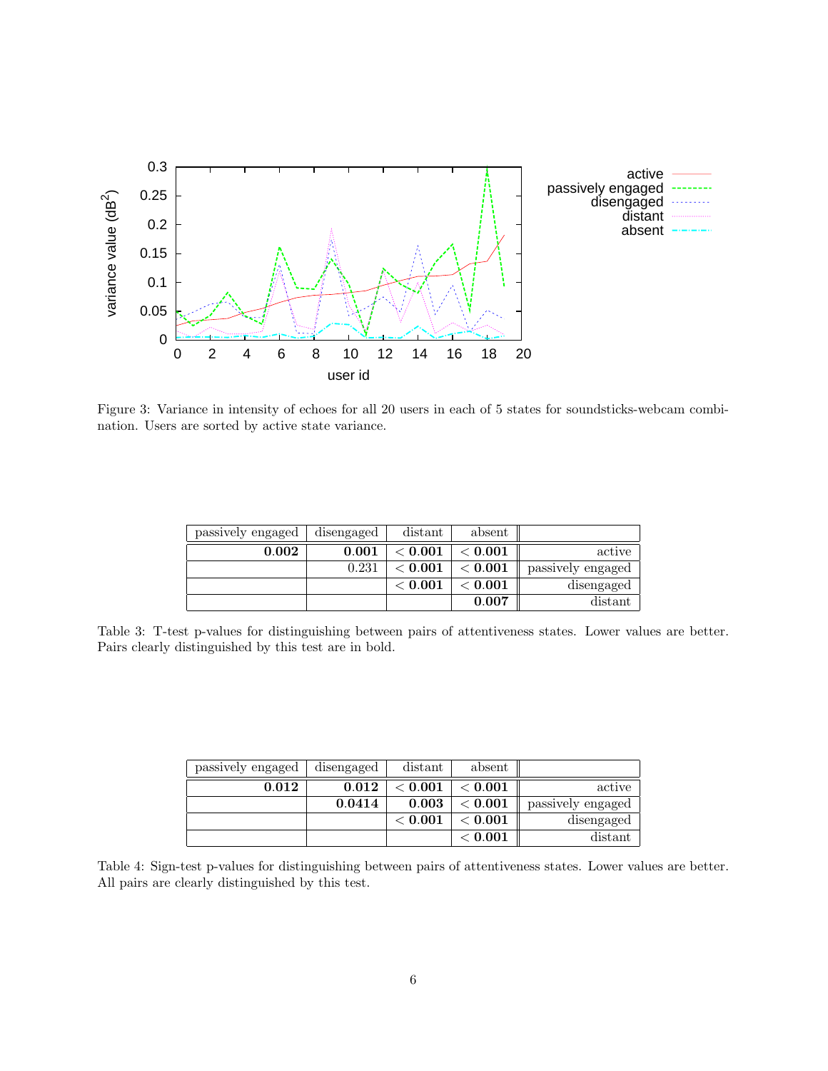Figure 3: Variance in intensity of echoes for all 20 users in each of 5 states for soundsticks-webcam combination. Users are sorted by active state variance.

| passively engaged | disengaged | distant | absent | |
|---|---|---|---|---|
| **0.002** | **0.001** | < **0.001** | < **0.001** | active |
| | 0.231 | < **0.001** | < **0.001** | passively engaged |
| | | < **0.001** | < **0.001** | disengaged |
| | | | **0.007** | distant |

Table 3: T-test p-values for distinguishing between pairs of attentiveness states. Lower values are better. Pairs clearly distinguished by this test are in bold.

| passively engaged | disengaged | distant | absent | |
|---|---|---|---|---|
| **0.012** | **0.012** | < **0.001** | < **0.001** | active |
| | **0.0414** | **0.003** | < **0.001** | passively engaged |
| | | < **0.001** | < **0.001** | disengaged |
| | | | < **0.001** | distant |

Table 4: Sign-test p-values for distinguishing between pairs of attentiveness states. Lower values are better. All pairs are clearly distinguished by this test.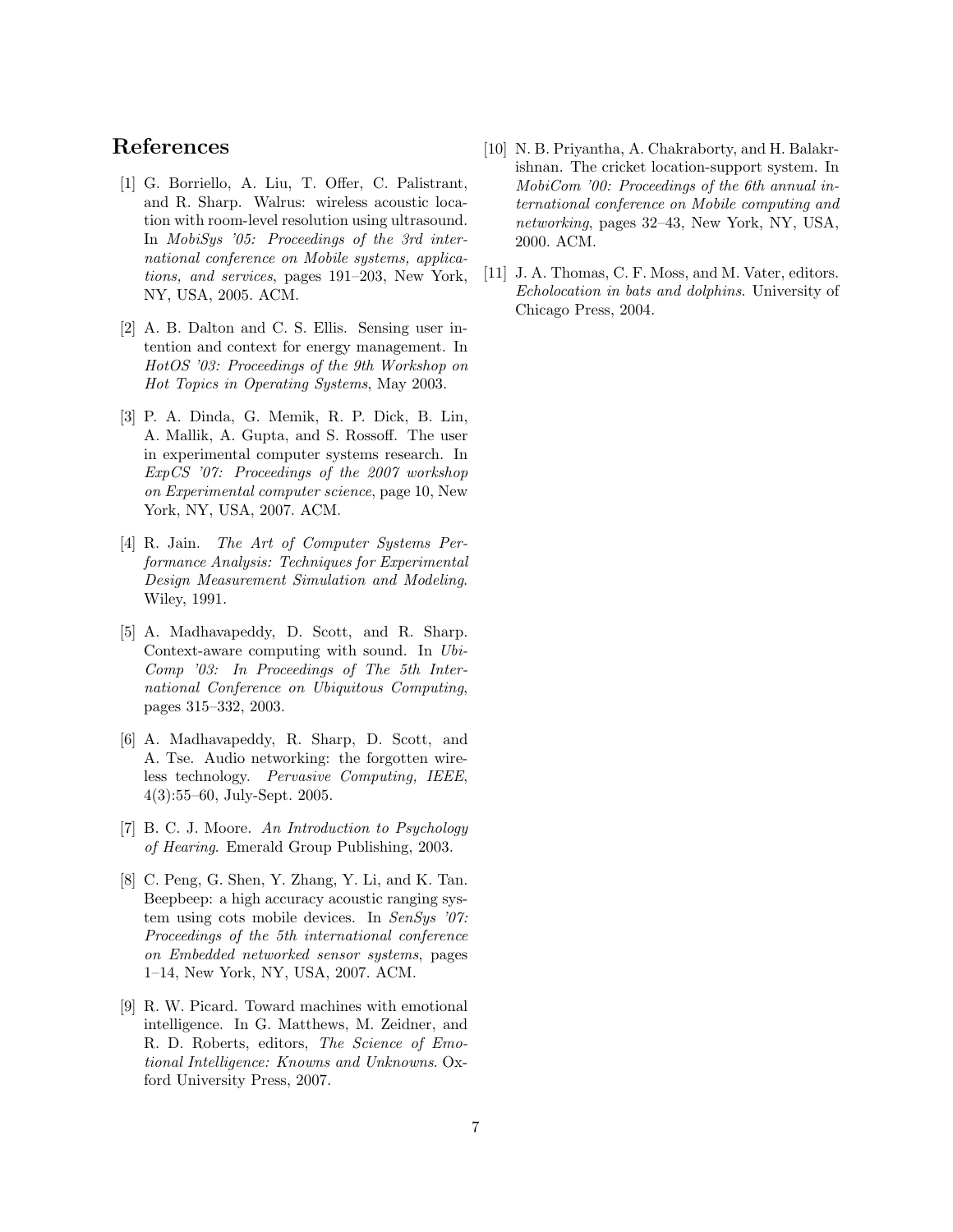## References

[1] G. Borriello, A. Liu, T. Offer, C. Palistrant, and R. Sharp. Walrus: wireless acoustic location with room-level resolution using ultrasound. In *MobiSys '05: Proceedings of the 3rd international conference on Mobile systems, applications, and services*, pages 191–203, New York, NY, USA, 2005. ACM.

[2] A. B. Dalton and C. S. Ellis. Sensing user intention and context for energy management. In *HotOS '03: Proceedings of the 9th Workshop on Hot Topics in Operating Systems*, May 2003.

[3] P. A. Dinda, G. Memik, R. P. Dick, B. Lin, A. Mallik, A. Gupta, and S. Rossoff. The user in experimental computer systems research. In *ExpCS '07: Proceedings of the 2007 workshop on Experimental computer science*, page 10, New York, NY, USA, 2007. ACM.

[4] R. Jain. *The Art of Computer Systems Performance Analysis: Techniques for Experimental Design Measurement Simulation and Modeling*. Wiley, 1991.

[5] A. Madhavapeddy, D. Scott, and R. Sharp. Context-aware computing with sound. In *UbiComp '03: In Proceedings of The 5th International Conference on Ubiquitous Computing*, pages 315–332, 2003.

[6] A. Madhavapeddy, R. Sharp, D. Scott, and A. Tse. Audio networking: the forgotten wireless technology. *Pervasive Computing, IEEE*, 4(3):55–60, July-Sept. 2005.

[7] B. C. J. Moore. *An Introduction to Psychology of Hearing*. Emerald Group Publishing, 2003.

[8] C. Peng, G. Shen, Y. Zhang, Y. Li, and K. Tan. Beepbeep: a high accuracy acoustic ranging system using cots mobile devices. In *SenSys '07: Proceedings of the 5th international conference on Embedded networked sensor systems*, pages 1–14, New York, NY, USA, 2007. ACM.

[9] R. W. Picard. Toward machines with emotional intelligence. In G. Matthews, M. Zeidner, and R. D. Roberts, editors, *The Science of Emotional Intelligence: Knowns and Unknowns*. Oxford University Press, 2007.

[10] N. B. Priyantha, A. Chakraborty, and H. Balakrishnan. The cricket location-support system. In *MobiCom '00: Proceedings of the 6th annual international conference on Mobile computing and networking*, pages 32–43, New York, NY, USA, 2000. ACM.

[11] J. A. Thomas, C. F. Moss, and M. Vater, editors. *Echolocation in bats and dolphins*. University of Chicago Press, 2004.